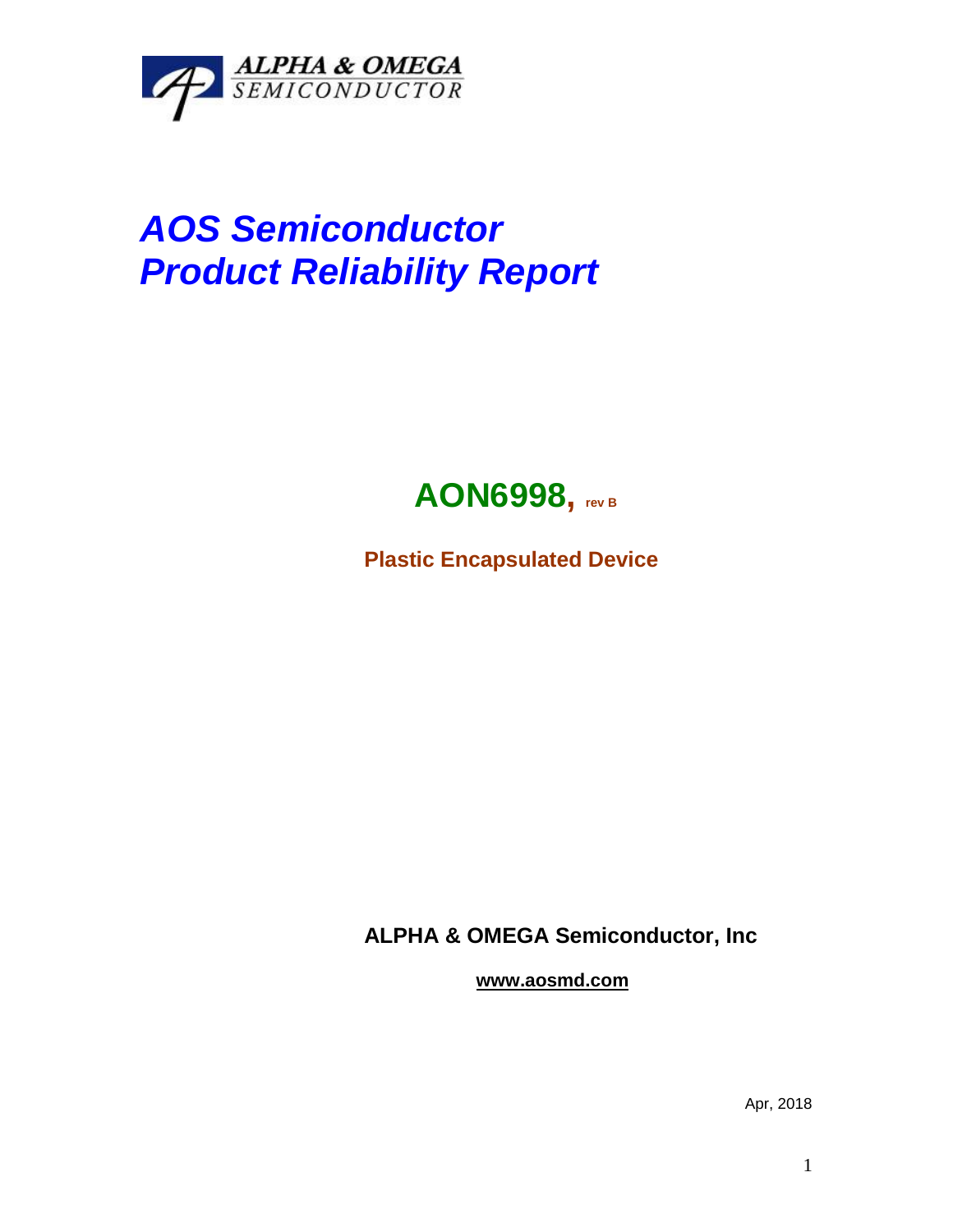ALPHA & OMEGA
SEMICONDUCTOR

# *AOS Semiconductor*
# *Product Reliability Report*

## AON6998, rev B

**Plastic Encapsulated Device**

**ALPHA & OMEGA Semiconductor, Inc**

**www.aosmd.com**

Apr, 2018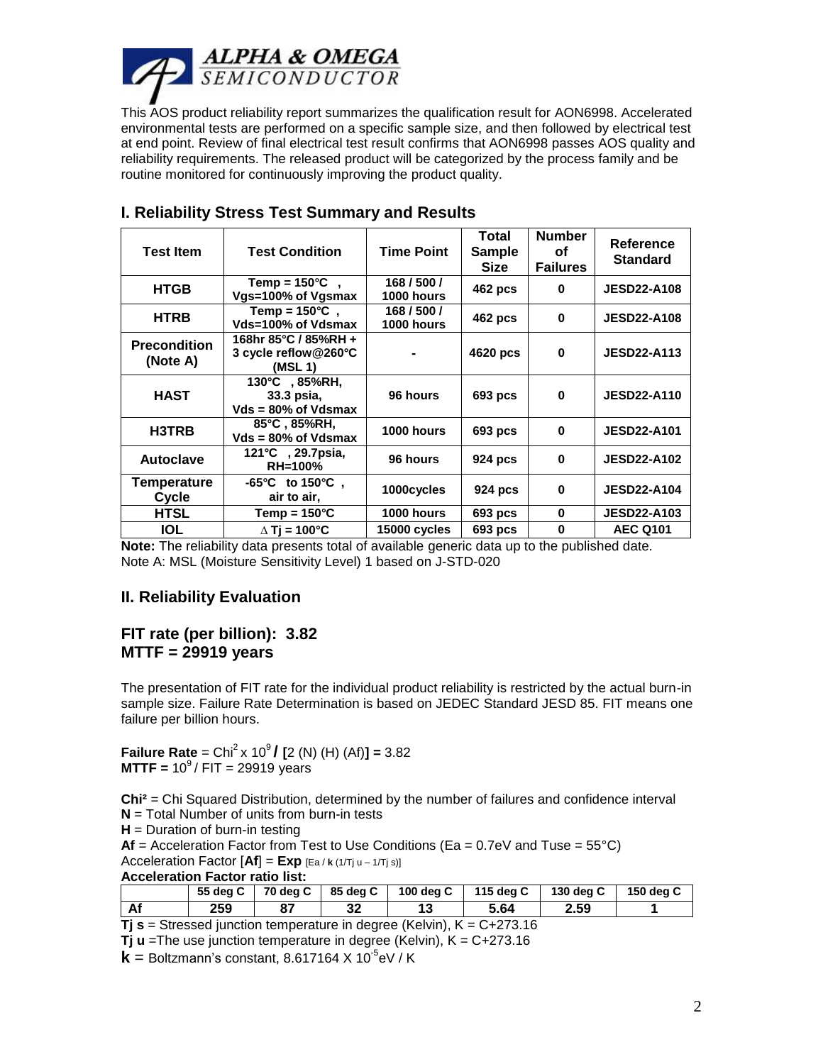**ALPHA & OMEGA SEMICONDUCTOR**

This AOS product reliability report summarizes the qualification result for AON6998. Accelerated environmental tests are performed on a specific sample size, and then followed by electrical test at end point. Review of final electrical test result confirms that AON6998 passes AOS quality and reliability requirements. The released product will be categorized by the process family and be routine monitored for continuously improving the product quality.

## I. Reliability Stress Test Summary and Results

| Test Item | Test Condition | Time Point | Total Sample Size | Number of Failures | Reference Standard |
|---|---|---|---|---|---|
| HTGB | Temp = 150°C , Vgs=100% of Vgsmax | 168 / 500 / 1000 hours | 462 pcs | 0 | JESD22-A108 |
| HTRB | Temp = 150°C , Vds=100% of Vdsmax | 168 / 500 / 1000 hours | 462 pcs | 0 | JESD22-A108 |
| Precondition (Note A) | 168hr 85°C / 85%RH + 3 cycle reflow@260°C (MSL 1) | - | 4620 pcs | 0 | JESD22-A113 |
| HAST | 130°C , 85%RH, 33.3 psia, Vds = 80% of Vdsmax | 96 hours | 693 pcs | 0 | JESD22-A110 |
| H3TRB | 85°C , 85%RH, Vds = 80% of Vdsmax | 1000 hours | 693 pcs | 0 | JESD22-A101 |
| Autoclave | 121°C , 29.7psia, RH=100% | 96 hours | 924 pcs | 0 | JESD22-A102 |
| Temperature Cycle | -65°C to 150°C , air to air, | 1000cycles | 924 pcs | 0 | JESD22-A104 |
| HTSL | Temp = 150°C | 1000 hours | 693 pcs | 0 | JESD22-A103 |
| IOL | $\Delta$ Tj = 100°C | 15000 cycles | 693 pcs | 0 | AEC Q101 |

**Note:** The reliability data presents total of available generic data up to the published date.
Note A: MSL (Moisture Sensitivity Level) 1 based on J-STD-020

## II. Reliability Evaluation

### FIT rate (per billion): 3.82
### MTTF = 29919 years

The presentation of FIT rate for the individual product reliability is restricted by the actual burn-in sample size. Failure Rate Determination is based on JEDEC Standard JESD 85. FIT means one failure per billion hours.

**Failure Rate** = $Chi^2 \times 10^9$ **/ [**2 (N) (H) (Af)**] =** 3.82
**MTTF =** $10^9$ / FIT = 29919 years

**Chi²** = Chi Squared Distribution, determined by the number of failures and confidence interval
**N** = Total Number of units from burn-in tests
**H** = Duration of burn-in testing
**Af** = Acceleration Factor from Test to Use Conditions (Ea = 0.7eV and Tuse = 55°C)
Acceleration Factor [**Af**] = **Exp** [Ea / **k** (1/Tj u – 1/Tj s)]
**Acceleration Factor ratio list:**

| | 55 deg C | 70 deg C | 85 deg C | 100 deg C | 115 deg C | 130 deg C | 150 deg C |
|---|---|---|---|---|---|---|---|
| Af | 259 | 87 | 32 | 13 | 5.64 | 2.59 | 1 |

**Tj s** = Stressed junction temperature in degree (Kelvin), K = C+273.16
**Tj u** =The use junction temperature in degree (Kelvin), K = C+273.16
**k** = Boltzmann's constant, 8.617164 X $10^{-5}$eV / K